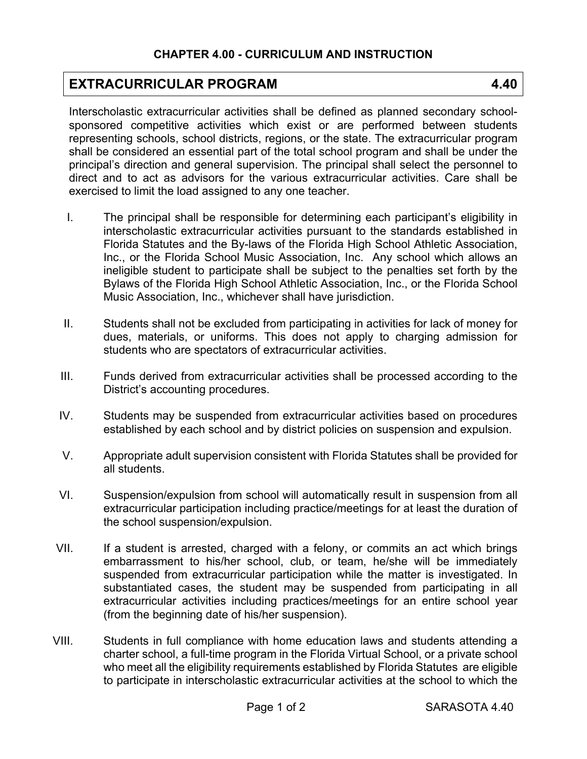## CHAPTER 4.00 - CURRICULUM AND INSTRUCTION

# EXTRACURRICULAR PROGRAM 4.40

Interscholastic extracurricular activities shall be defined as planned secondary school-sponsored competitive activities which exist or are performed between students representing schools, school districts, regions, or the state. The extracurricular program shall be considered an essential part of the total school program and shall be under the principal's direction and general supervision. The principal shall select the personnel to direct and to act as advisors for the various extracurricular activities. Care shall be exercised to limit the load assigned to any one teacher.

I. The principal shall be responsible for determining each participant's eligibility in interscholastic extracurricular activities pursuant to the standards established in Florida Statutes and the By-laws of the Florida High School Athletic Association, Inc., or the Florida School Music Association, Inc. Any school which allows an ineligible student to participate shall be subject to the penalties set forth by the Bylaws of the Florida High School Athletic Association, Inc., or the Florida School Music Association, Inc., whichever shall have jurisdiction.

II. Students shall not be excluded from participating in activities for lack of money for dues, materials, or uniforms. This does not apply to charging admission for students who are spectators of extracurricular activities.

III. Funds derived from extracurricular activities shall be processed according to the District's accounting procedures.

IV. Students may be suspended from extracurricular activities based on procedures established by each school and by district policies on suspension and expulsion.

V. Appropriate adult supervision consistent with Florida Statutes shall be provided for all students.

VI. Suspension/expulsion from school will automatically result in suspension from all extracurricular participation including practice/meetings for at least the duration of the school suspension/expulsion.

VII. If a student is arrested, charged with a felony, or commits an act which brings embarrassment to his/her school, club, or team, he/she will be immediately suspended from extracurricular participation while the matter is investigated. In substantiated cases, the student may be suspended from participating in all extracurricular activities including practices/meetings for an entire school year (from the beginning date of his/her suspension).

VIII. Students in full compliance with home education laws and students attending a charter school, a full-time program in the Florida Virtual School, or a private school who meet all the eligibility requirements established by Florida Statutes are eligible to participate in interscholastic extracurricular activities at the school to which the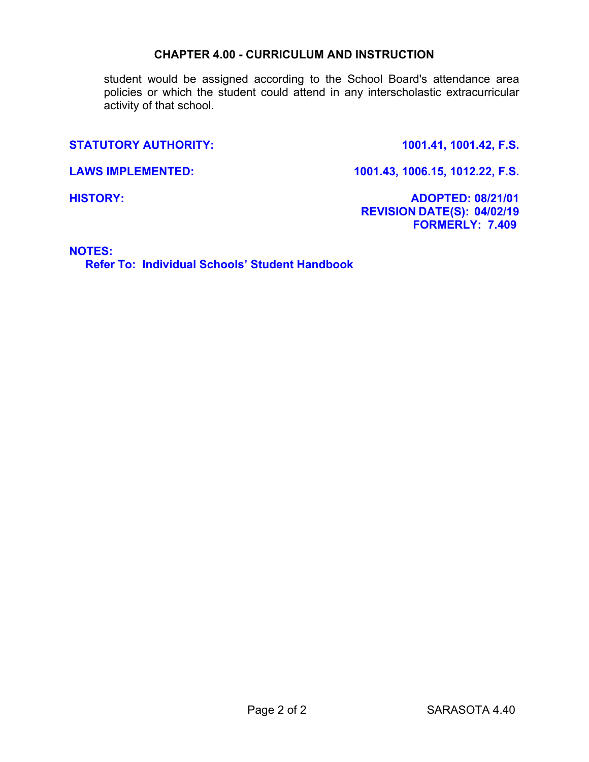student would be assigned according to the School Board's attendance area policies or which the student could attend in any interscholastic extracurricular activity of that school.

**STATUTORY AUTHORITY:** **1001.41, 1001.42, F.S.**

**LAWS IMPLEMENTED:** **1001.43, 1006.15, 1012.22, F.S.**

**HISTORY:**
**ADOPTED: 08/21/01**
**REVISION DATE(S): 04/02/19**
**FORMERLY: 7.409**

**NOTES:**
**Refer To: Individual Schools' Student Handbook**